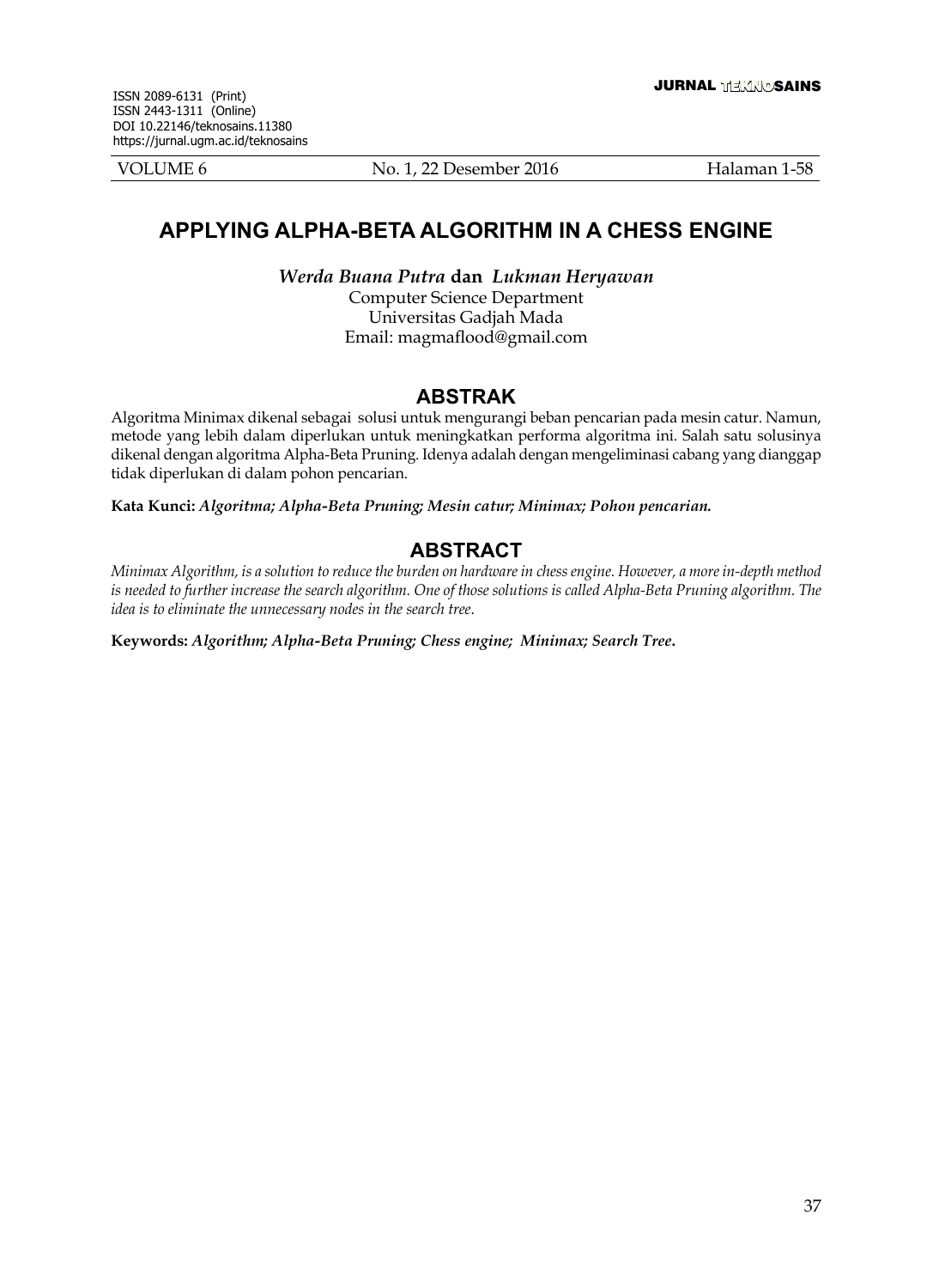ISSN 2089-6131 (Print)
ISSN 2443-1311 (Online)
DOI 10.22146/teknosains.11380
https://jurnal.ugm.ac.id/teknosains

# APPLYING ALPHA-BETA ALGORITHM IN A CHESS ENGINE

***Werda Buana Putra* dan *Lukman Heryawan***
Computer Science Department
Universitas Gadjah Mada
Email: magmaflood@gmail.com

## ABSTRAK

Algoritma Minimax dikenal sebagai solusi untuk mengurangi beban pencarian pada mesin catur. Namun, metode yang lebih dalam diperlukan untuk meningkatkan performa algoritma ini. Salah satu solusinya dikenal dengan algoritma Alpha-Beta Pruning. Idenya adalah dengan mengeliminasi cabang yang dianggap tidak diperlukan di dalam pohon pencarian.

**Kata Kunci:** ***Algoritma; Alpha-Beta Pruning; Mesin catur; Minimax; Pohon pencarian.***

## ABSTRACT

*Minimax Algorithm, is a solution to reduce the burden on hardware in chess engine. However, a more in-depth method is needed to further increase the search algorithm. One of those solutions is called Alpha-Beta Pruning algorithm. The idea is to eliminate the unnecessary nodes in the search tree.*

**Keywords:** ***Algorithm; Alpha-Beta Pruning; Chess engine; Minimax; Search Tree.***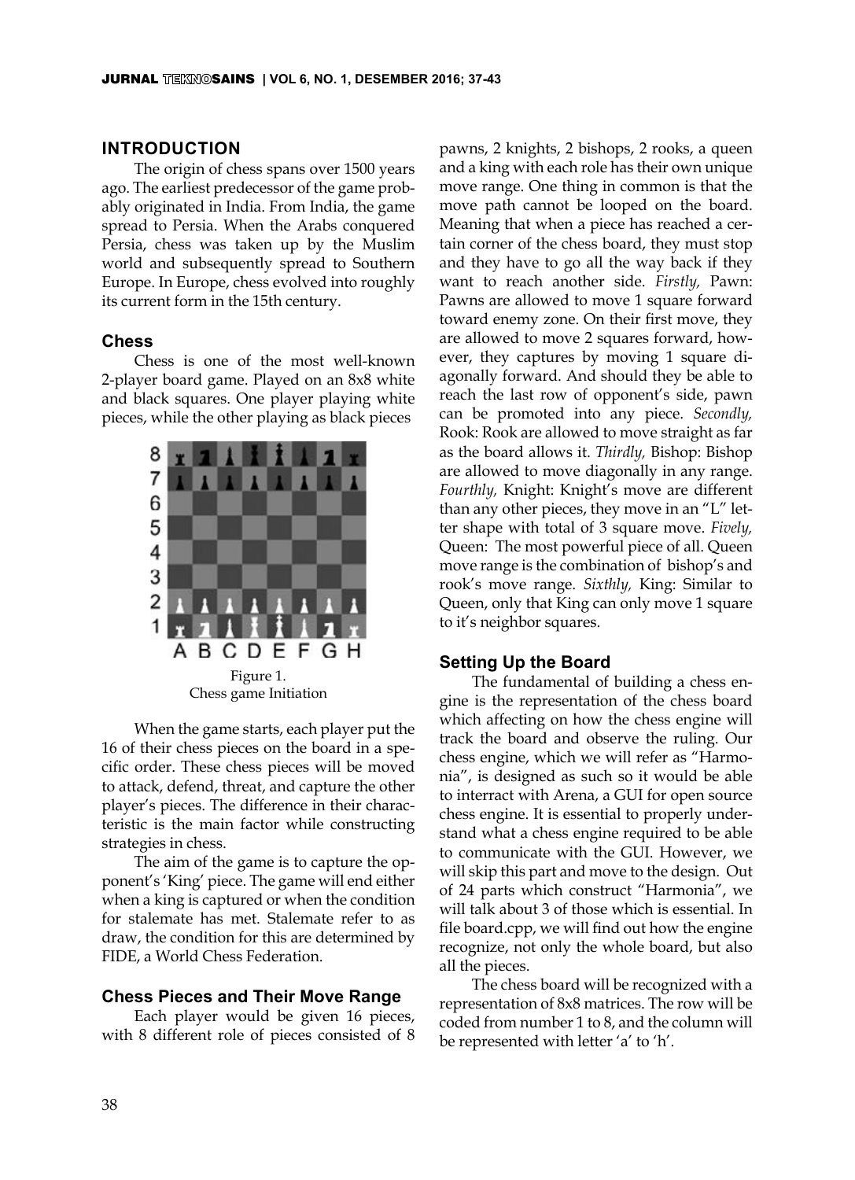## INTRODUCTION

The origin of chess spans over 1500 years ago. The earliest predecessor of the game probably originated in India. From India, the game spread to Persia. When the Arabs conquered Persia, chess was taken up by the Muslim world and subsequently spread to Southern Europe. In Europe, chess evolved into roughly its current form in the 15th century.

### Chess

Chess is one of the most well-known 2-player board game. Played on an 8x8 white and black squares. One player playing white pieces, while the other playing as black pieces

Figure 1.
Chess game Initiation

When the game starts, each player put the 16 of their chess pieces on the board in a specific order. These chess pieces will be moved to attack, defend, threat, and capture the other player's pieces. The difference in their characteristic is the main factor while constructing strategies in chess.

The aim of the game is to capture the opponent's 'King' piece. The game will end either when a king is captured or when the condition for stalemate has met. Stalemate refer to as draw, the condition for this are determined by FIDE, a World Chess Federation.

### Chess Pieces and Their Move Range

Each player would be given 16 pieces, with 8 different role of pieces consisted of 8 pawns, 2 knights, 2 bishops, 2 rooks, a queen and a king with each role has their own unique move range. One thing in common is that the move path cannot be looped on the board. Meaning that when a piece has reached a certain corner of the chess board, they must stop and they have to go all the way back if they want to reach another side. *Firstly,* Pawn: Pawns are allowed to move 1 square forward toward enemy zone. On their first move, they are allowed to move 2 squares forward, however, they captures by moving 1 square diagonally forward. And should they be able to reach the last row of opponent's side, pawn can be promoted into any piece. *Secondly,* Rook: Rook are allowed to move straight as far as the board allows it. *Thirdly,* Bishop: Bishop are allowed to move diagonally in any range. *Fourthly,* Knight: Knight's move are different than any other pieces, they move in an "L" letter shape with total of 3 square move. *Fively,* Queen: The most powerful piece of all. Queen move range is the combination of bishop's and rook's move range. *Sixthly,* King: Similar to Queen, only that King can only move 1 square to it's neighbor squares.

### Setting Up the Board

The fundamental of building a chess engine is the representation of the chess board which affecting on how the chess engine will track the board and observe the ruling. Our chess engine, which we will refer as "Harmonia", is designed as such so it would be able to interract with Arena, a GUI for open source chess engine. It is essential to properly understand what a chess engine required to be able to communicate with the GUI. However, we will skip this part and move to the design. Out of 24 parts which construct "Harmonia", we will talk about 3 of those which is essential. In file board.cpp, we will find out how the engine recognize, not only the whole board, but also all the pieces.

The chess board will be recognized with a representation of 8x8 matrices. The row will be coded from number 1 to 8, and the column will be represented with letter 'a' to 'h'.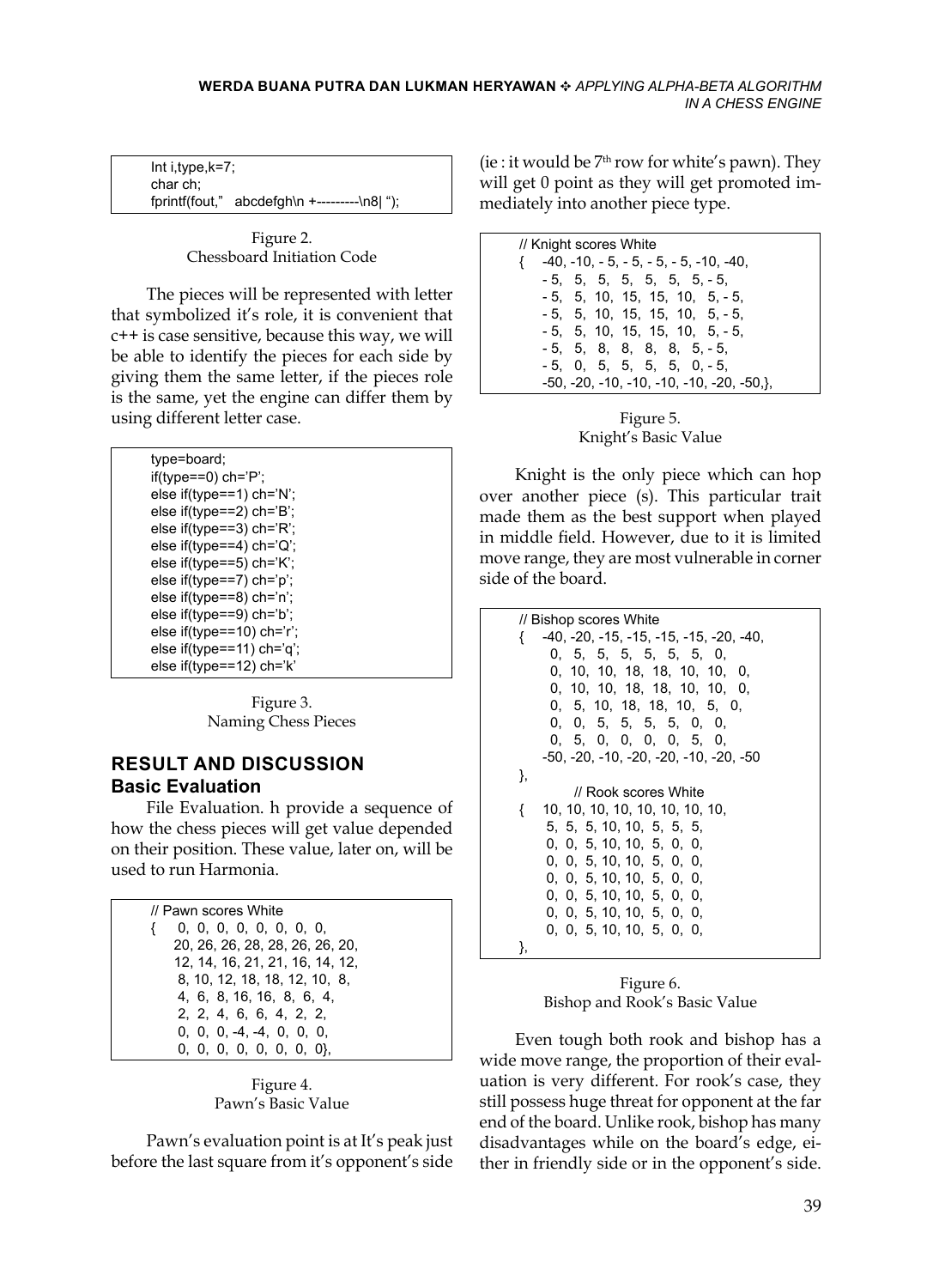```
Int i,type,k=7;
char ch;
fprintf(fout,"   abcdefgh\n +---------\n8| ");
```

Figure 2.
Chessboard Initiation Code

The pieces will be represented with letter that symbolized it's role, it is convenient that c++ is case sensitive, because this way, we will be able to identify the pieces for each side by giving them the same letter, if the pieces role is the same, yet the engine can differ them by using different letter case.

```
type=board;
if(type==0) ch='P';
else if(type==1) ch='N';
else if(type==2) ch='B';
else if(type==3) ch='R';
else if(type==4) ch='Q';
else if(type==5) ch='K';
else if(type==7) ch='p';
else if(type==8) ch='n';
else if(type==9) ch='b';
else if(type==10) ch='r';
else if(type==11) ch='q';
else if(type==12) ch='k'
```

Figure 3.
Naming Chess Pieces

## RESULT AND DISCUSSION

### Basic Evaluation

File Evaluation. h provide a sequence of how the chess pieces will get value depended on their position. These value, later on, will be used to run Harmonia.

```
// Pawn scores White
{   0,  0,  0,  0,  0,  0,  0,  0,
   20, 26, 26, 28, 28, 26, 26, 20,
   12, 14, 16, 21, 21, 16, 14, 12,
    8, 10, 12, 18, 18, 12, 10,  8,
    4,  6,  8, 16, 16,  8,  6,  4,
    2,  2,  4,  6,  6,  4,  2,  2,
    0,  0,  0, -4, -4,  0,  0,  0,
    0,  0,  0,  0,  0,  0,  0,  0},
```

Figure 4.
Pawn's Basic Value

Pawn's evaluation point is at It's peak just before the last square from it's opponent's side (ie : it would be 7th row for white's pawn). They will get 0 point as they will get promoted immediately into another piece type.

```
// Knight scores White
{  -40, -10, - 5, - 5, - 5, - 5, -10, -40,
    - 5,  5,  5,  5,  5,  5,  5, - 5,
    - 5,  5, 10, 15, 15, 10,  5, - 5,
    - 5,  5, 10, 15, 15, 10,  5, - 5,
    - 5,  5, 10, 15, 15, 10,  5, - 5,
    - 5,  5,  8,  8,  8,  8,  5, - 5,
    - 5,  0,  5,  5,  5,  5,  0, - 5,
    -50, -20, -10, -10, -10, -10, -20, -50,},
```

Figure 5.
Knight's Basic Value

Knight is the only piece which can hop over another piece (s). This particular trait made them as the best support when played in middle field. However, due to it is limited move range, they are most vulnerable in corner side of the board.

```
// Bishop scores White
{  -40, -20, -15, -15, -15, -15, -20, -40,
     0,  5,  5,  5,  5,  5,  5,  0,
     0, 10, 10, 18, 18, 10, 10,  0,
     0, 10, 10, 18, 18, 10, 10,  0,
     0,  5, 10, 18, 18, 10,  5,  0,
     0,  0,  5,  5,  5,  5,  0,  0,
     0,  5,  0,  0,  0,  0,  5,  0,
   -50, -20, -10, -20, -20, -10, -20, -50
},
      // Rook scores White
{  10, 10, 10, 10, 10, 10, 10, 10,
    5,  5,  5, 10, 10,  5,  5,  5,
    0,  0,  5, 10, 10,  5,  0,  0,
    0,  0,  5, 10, 10,  5,  0,  0,
    0,  0,  5, 10, 10,  5,  0,  0,
    0,  0,  5, 10, 10,  5,  0,  0,
    0,  0,  5, 10, 10,  5,  0,  0,
    0,  0,  5, 10, 10,  5,  0,  0,
},
```

Figure 6.
Bishop and Rook's Basic Value

Even tough both rook and bishop has a wide move range, the proportion of their evaluation is very different. For rook's case, they still possess huge threat for opponent at the far end of the board. Unlike rook, bishop has many disadvantages while on the board's edge, either in friendly side or in the opponent's side.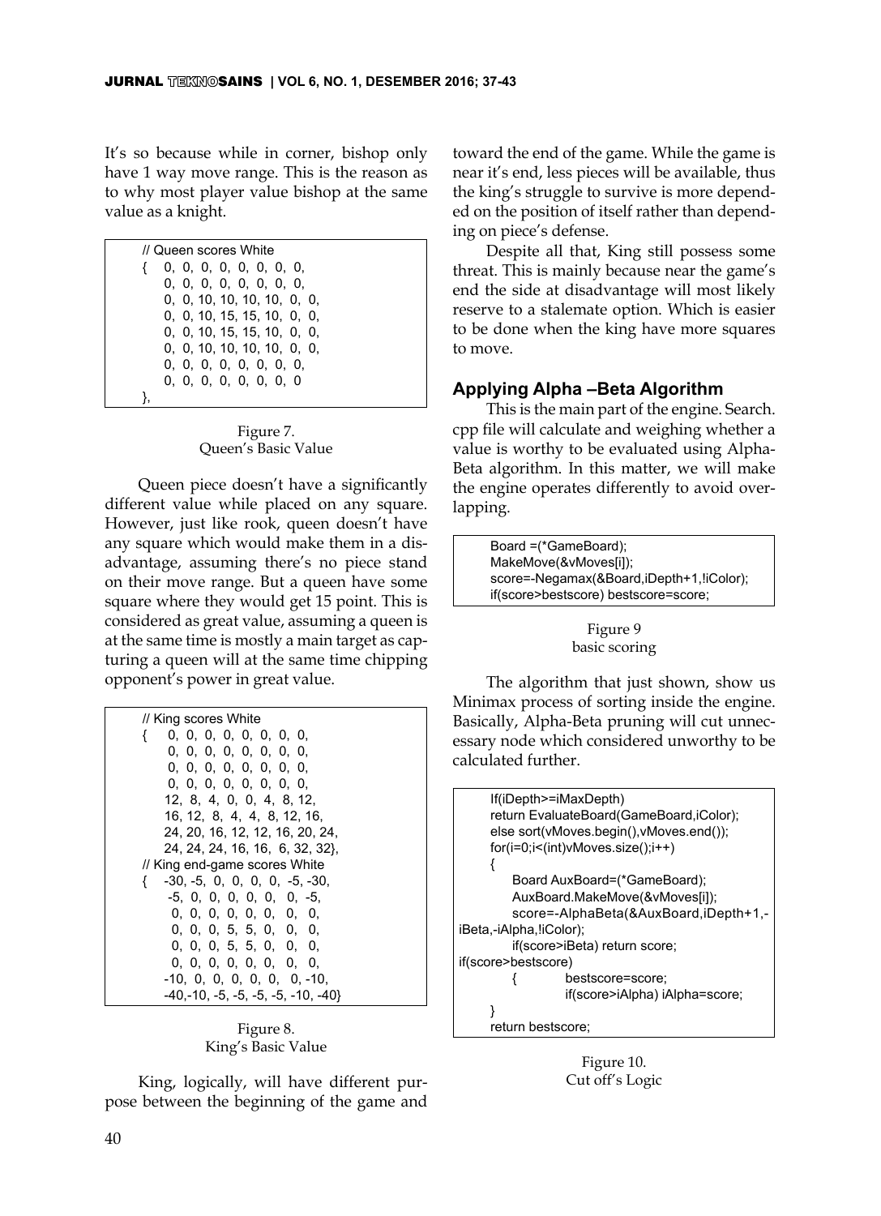It's so because while in corner, bishop only have 1 way move range. This is the reason as to why most player value bishop at the same value as a knight.

```
// Queen scores White
{   0,  0,  0,  0,  0,  0,  0,  0,
    0,  0,  0,  0,  0,  0,  0,  0,
    0,  0, 10, 10, 10, 10,  0,  0,
    0,  0, 10, 15, 15, 10,  0,  0,
    0,  0, 10, 15, 15, 10,  0,  0,
    0,  0, 10, 10, 10, 10,  0,  0,
    0,  0,  0,  0,  0,  0,  0,  0,
    0,  0,  0,  0,  0,  0,  0,  0
},
```

Figure 7.
Queen's Basic Value

Queen piece doesn't have a significantly different value while placed on any square. However, just like rook, queen doesn't have any square which would make them in a disadvantage, assuming there's no piece stand on their move range. But a queen have some square where they would get 15 point. This is considered as great value, assuming a queen is at the same time is mostly a main target as capturing a queen will at the same time chipping opponent's power in great value.

```
// King scores White
{   0,  0,  0,  0,  0,  0,  0,  0,
    0,  0,  0,  0,  0,  0,  0,  0,
    0,  0,  0,  0,  0,  0,  0,  0,
    0,  0,  0,  0,  0,  0,  0,  0,
   12,  8,  4,  0,  0,  4,  8, 12,
   16, 12,  8,  4,  4,  8, 12, 16,
   24, 20, 16, 12, 12, 16, 20, 24,
   24, 24, 24, 16, 16,  6, 32, 32},
// King end-game scores White
{ -30, -5,  0,  0,  0,  0, -5, -30,
   -5,  0,  0,  0,  0,  0,  0,  -5,
    0,  0,  0,  0,  0,  0,  0,   0,
    0,  0,  0,  5,  5,  0,  0,   0,
    0,  0,  0,  5,  5,  0,  0,   0,
    0,  0,  0,  0,  0,  0,  0,   0,
  -10,  0,  0,  0,  0,  0,  0, -10,
  -40,-10, -5, -5, -5, -5, -10, -40}
```

Figure 8.
King's Basic Value

King, logically, will have different purpose between the beginning of the game and toward the end of the game. While the game is near it's end, less pieces will be available, thus the king's struggle to survive is more depended on the position of itself rather than depending on piece's defense.

Despite all that, King still possess some threat. This is mainly because near the game's end the side at disadvantage will most likely reserve to a stalemate option. Which is easier to be done when the king have more squares to move.

## Applying Alpha –Beta Algorithm

This is the main part of the engine. Search.cpp file will calculate and weighing whether a value is worthy to be evaluated using Alpha-Beta algorithm. In this matter, we will make the engine operates differently to avoid overlapping.

```
Board =(*GameBoard);
MakeMove(&vMoves[i]);
score=-Negamax(&Board,iDepth+1,!iColor);
if(score>bestscore) bestscore=score;
```

Figure 9
basic scoring

The algorithm that just shown, show us Minimax process of sorting inside the engine. Basically, Alpha-Beta pruning will cut unnecessary node which considered unworthy to be calculated further.

```
If(iDepth>=iMaxDepth)
return EvaluateBoard(GameBoard,iColor);
else sort(vMoves.begin(),vMoves.end());
for(i=0;i<(int)vMoves.size();i++)
{
    Board AuxBoard=(*GameBoard);
    AuxBoard.MakeMove(&vMoves[i]);
    score=-AlphaBeta(&AuxBoard,iDepth+1,-iBeta,-iAlpha,!iColor);
    if(score>iBeta) return score;
if(score>bestscore)
    {       bestscore=score;
            if(score>iAlpha) iAlpha=score;
}
return bestscore;
```

Figure 10.
Cut off's Logic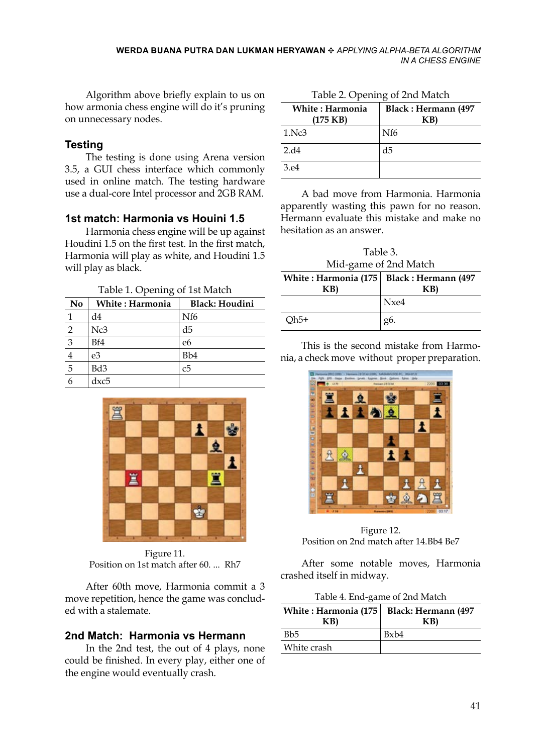Algorithm above briefly explain to us on how armonia chess engine will do it's pruning on unnecessary nodes.

## Testing

The testing is done using Arena version 3.5, a GUI chess interface which commonly used in online match. The testing hardware use a dual-core Intel processor and 2GB RAM.

### 1st match: Harmonia vs Houini 1.5

Harmonia chess engine will be up against Houdini 1.5 on the first test. In the first match, Harmonia will play as white, and Houdini 1.5 will play as black.

Table 1. Opening of 1st Match

| No | White : Harmonia | Black: Houdini |
|---|---|---|
| 1 | d4 | Nf6 |
| 2 | Nc3 | d5 |
| 3 | Bf4 | e6 |
| 4 | e3 | Bb4 |
| 5 | Bd3 | c5 |
| 6 | dxc5 | |

Figure 11.
Position on 1st match after 60. ... Rh7

After 60th move, Harmonia commit a 3 move repetition, hence the game was concluded with a stalemate.

### 2nd Match: Harmonia vs Hermann

In the 2nd test, the out of 4 plays, none could be finished. In every play, either one of the engine would eventually crash.

Table 2. Opening of 2nd Match

| White : Harmonia (175 KB) | Black : Hermann (497 KB) |
|---|---|
| 1.Nc3 | Nf6 |
| 2.d4 | d5 |
| 3.e4 | |

A bad move from Harmonia. Harmonia apparently wasting this pawn for no reason. Hermann evaluate this mistake and make no hesitation as an answer.

Table 3.
Mid-game of 2nd Match

| White : Harmonia (175 KB) | Black : Hermann (497 KB) |
|---|---|
| | Nxe4 |
| Qh5+ | g6. |

This is the second mistake from Harmonia, a check move without proper preparation.

Figure 12.
Position on 2nd match after 14.Bb4 Be7

After some notable moves, Harmonia crashed itself in midway.

Table 4. End-game of 2nd Match

| White : Harmonia (175 KB) | Black: Hermann (497 KB) |
|---|---|
| Bb5 | Bxb4 |
| White crash | |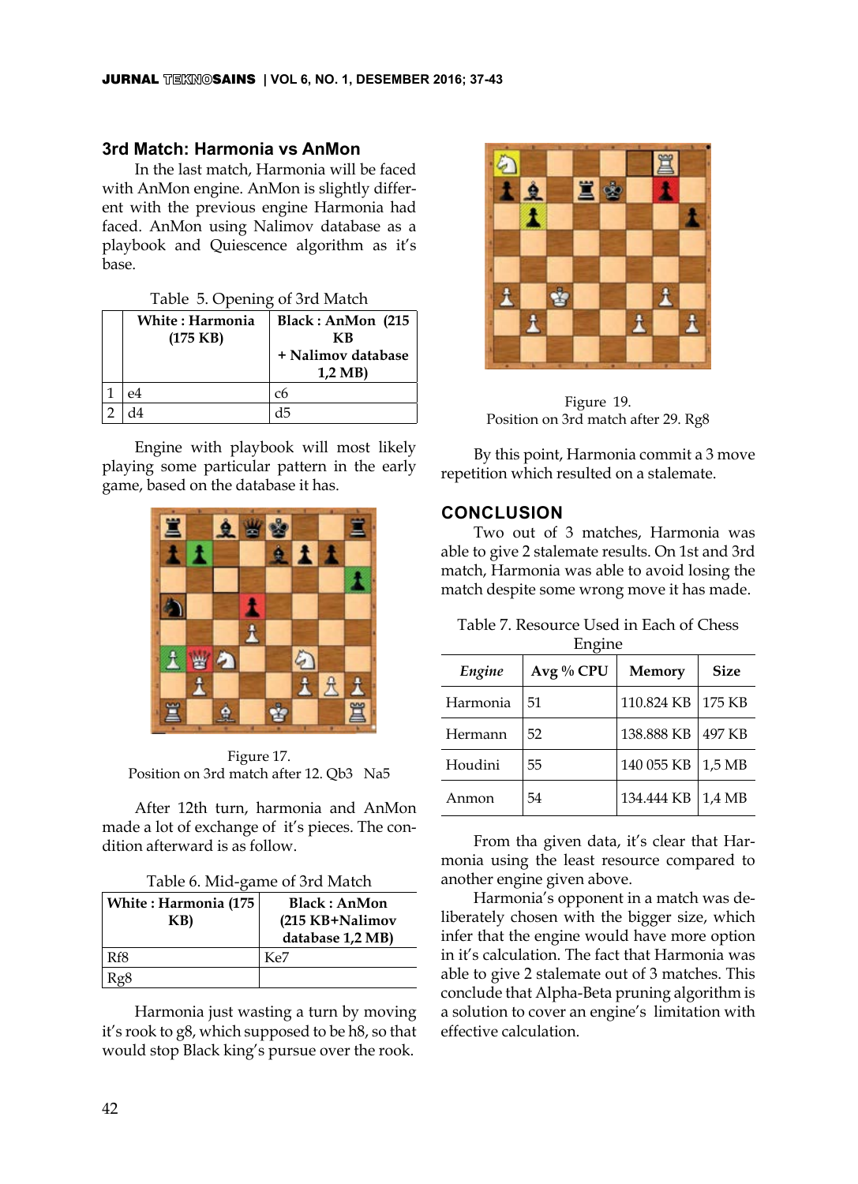## 3rd Match: Harmonia vs AnMon

In the last match, Harmonia will be faced with AnMon engine. AnMon is slightly different with the previous engine Harmonia had faced. AnMon using Nalimov database as a playbook and Quiescence algorithm as it's base.

Table 5. Opening of 3rd Match

| | White : Harmonia (175 KB) | Black : AnMon (215 KB + Nalimov database 1,2 MB) |
|---|---|---|
| 1 | e4 | c6 |
| 2 | d4 | d5 |

Engine with playbook will most likely playing some particular pattern in the early game, based on the database it has.

Figure 17.
Position on 3rd match after 12. Qb3 Na5

After 12th turn, harmonia and AnMon made a lot of exchange of it's pieces. The condition afterward is as follow.

Table 6. Mid-game of 3rd Match

| White : Harmonia (175 KB) | Black : AnMon (215 KB+Nalimov database 1,2 MB) |
|---|---|
| Rf8 | Ke7 |
| Rg8 | |

Harmonia just wasting a turn by moving it's rook to g8, which supposed to be h8, so that would stop Black king's pursue over the rook.

Figure 19.
Position on 3rd match after 29. Rg8

By this point, Harmonia commit a 3 move repetition which resulted on a stalemate.

## CONCLUSION

Two out of 3 matches, Harmonia was able to give 2 stalemate results. On 1st and 3rd match, Harmonia was able to avoid losing the match despite some wrong move it has made.

Table 7. Resource Used in Each of Chess Engine

| *Engine* | Avg % CPU | Memory | Size |
|---|---|---|---|
| Harmonia | 51 | 110.824 KB | 175 KB |
| Hermann | 52 | 138.888 KB | 497 KB |
| Houdini | 55 | 140 055 KB | 1,5 MB |
| Anmon | 54 | 134.444 KB | 1,4 MB |

From tha given data, it's clear that Harmonia using the least resource compared to another engine given above.

Harmonia's opponent in a match was deliberately chosen with the bigger size, which infer that the engine would have more option in it's calculation. The fact that Harmonia was able to give 2 stalemate out of 3 matches. This conclude that Alpha-Beta pruning algorithm is a solution to cover an engine's limitation with effective calculation.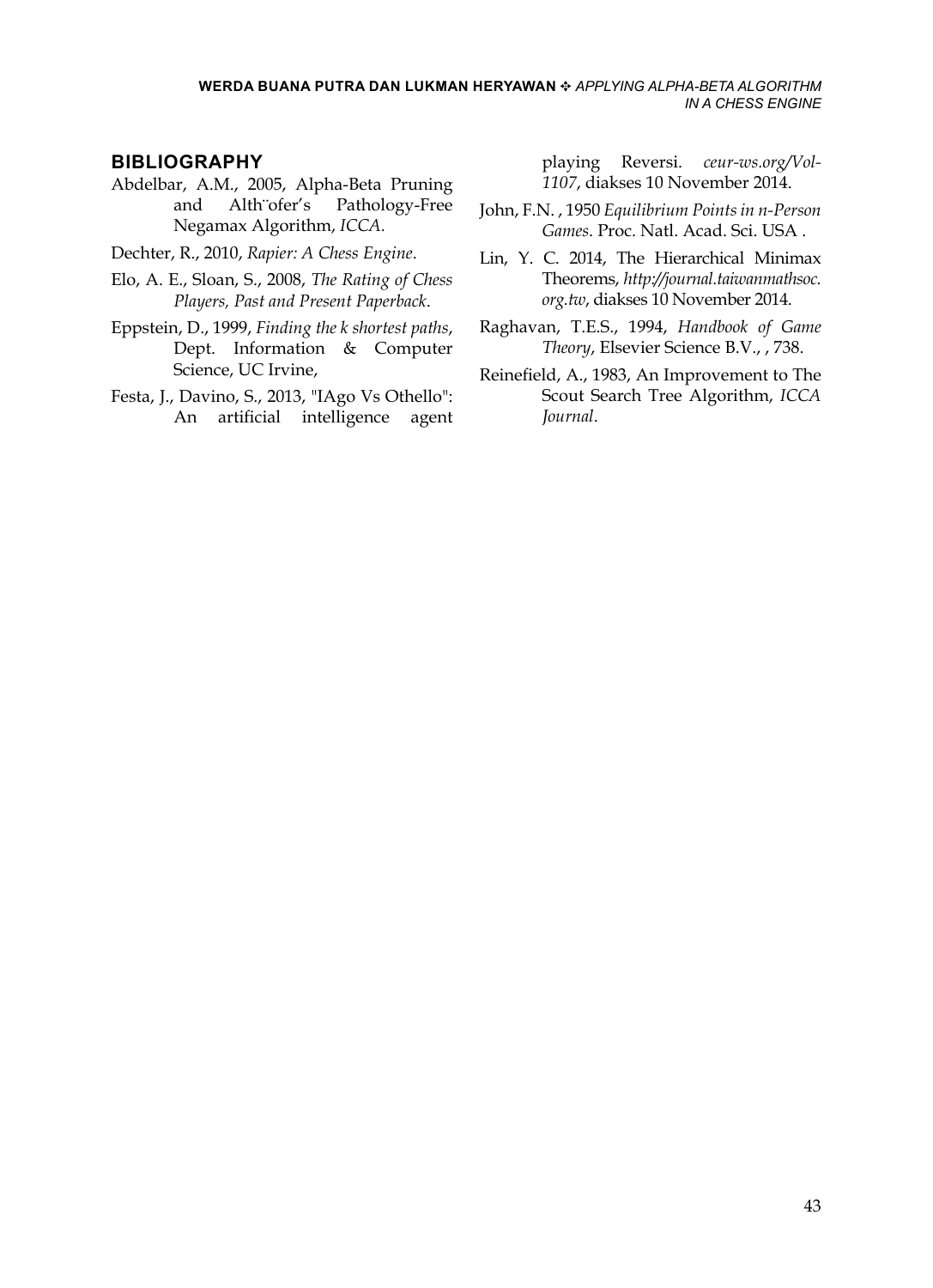## BIBLIOGRAPHY

Abdelbar, A.M., 2005, Alpha-Beta Pruning and Alth¨ofer's Pathology-Free Negamax Algorithm, *ICCA*.

Dechter, R., 2010, *Rapier: A Chess Engine*.

Elo, A. E., Sloan, S., 2008, *The Rating of Chess Players, Past and Present Paperback*.

Eppstein, D., 1999, *Finding the k shortest paths*, Dept. Information & Computer Science, UC Irvine,

Festa, J., Davino, S., 2013, "IAgo Vs Othello": An artificial intelligence agent playing Reversi. *ceur-ws.org/Vol-1107*, diakses 10 November 2014.

John, F.N. , 1950 *Equilibrium Points in n-Person Games*. Proc. Natl. Acad. Sci. USA .

Lin, Y. C. 2014, The Hierarchical Minimax Theorems, *http://journal.taiwanmathsoc.org.tw*, diakses 10 November 2014.

Raghavan, T.E.S., 1994, *Handbook of Game Theory*, Elsevier Science B.V., , 738.

Reinefield, A., 1983, An Improvement to The Scout Search Tree Algorithm, *ICCA Journal*.